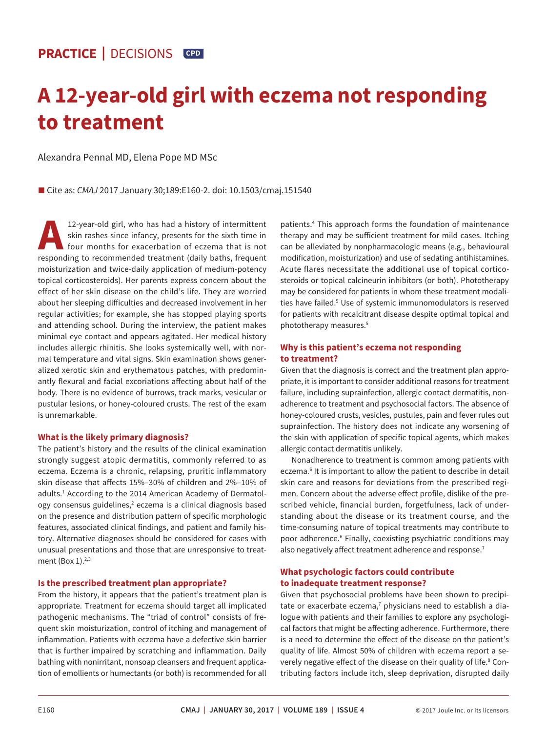PRACTICE | DECISIONS CPD

# A 12-year-old girl with eczema not responding to treatment

Alexandra Pennal MD, Elena Pope MD MSc

■ Cite as: *CMAJ* 2017 January 30;189:E160-2. doi: 10.1503/cmaj.151540

A 12-year-old girl, who has had a history of intermittent skin rashes since infancy, presents for the sixth time in four months for exacerbation of eczema that is not responding to recommended treatment (daily baths, frequent moisturization and twice-daily application of medium-potency topical corticosteroids). Her parents express concern about the effect of her skin disease on the child's life. They are worried about her sleeping difficulties and decreased involvement in her regular activities; for example, she has stopped playing sports and attending school. During the interview, the patient makes minimal eye contact and appears agitated. Her medical history includes allergic rhinitis. She looks systemically well, with normal temperature and vital signs. Skin examination shows generalized xerotic skin and erythematous patches, with predominantly flexural and facial excoriations affecting about half of the body. There is no evidence of burrows, track marks, vesicular or pustular lesions, or honey-coloured crusts. The rest of the exam is unremarkable.

### What is the likely primary diagnosis?

The patient's history and the results of the clinical examination strongly suggest atopic dermatitis, commonly referred to as eczema. Eczema is a chronic, relapsing, pruritic inflammatory skin disease that affects 15%–30% of children and 2%–10% of adults.[1] According to the 2014 American Academy of Dermatology consensus guidelines,[2] eczema is a clinical diagnosis based on the presence and distribution pattern of specific morphologic features, associated clinical findings, and patient and family history. Alternative diagnoses should be considered for cases with unusual presentations and those that are unresponsive to treatment (Box 1).[2,3]

### Is the prescribed treatment plan appropriate?

From the history, it appears that the patient's treatment plan is appropriate. Treatment for eczema should target all implicated pathogenic mechanisms. The "triad of control" consists of frequent skin moisturization, control of itching and management of inflammation. Patients with eczema have a defective skin barrier that is further impaired by scratching and inflammation. Daily bathing with nonirritant, nonsoap cleansers and frequent application of emollients or humectants (or both) is recommended for all patients.[4] This approach forms the foundation of maintenance therapy and may be sufficient treatment for mild cases. Itching can be alleviated by nonpharmacologic means (e.g., behavioural modification, moisturization) and use of sedating antihistamines. Acute flares necessitate the additional use of topical corticosteroids or topical calcineurin inhibitors (or both). Phototherapy may be considered for patients in whom these treatment modalities have failed.[5] Use of systemic immunomodulators is reserved for patients with recalcitrant disease despite optimal topical and phototherapy measures.[5]

### Why is this patient's eczema not responding to treatment?

Given that the diagnosis is correct and the treatment plan appropriate, it is important to consider additional reasons for treatment failure, including suprainfection, allergic contact dermatitis, nonadherence to treatment and psychosocial factors. The absence of honey-coloured crusts, vesicles, pustules, pain and fever rules out suprainfection. The history does not indicate any worsening of the skin with application of specific topical agents, which makes allergic contact dermatitis unlikely.

Nonadherence to treatment is common among patients with eczema.[6] It is important to allow the patient to describe in detail skin care and reasons for deviations from the prescribed regimen. Concern about the adverse effect profile, dislike of the prescribed vehicle, financial burden, forgetfulness, lack of understanding about the disease or its treatment course, and the time-consuming nature of topical treatments may contribute to poor adherence.[6] Finally, coexisting psychiatric conditions may also negatively affect treatment adherence and response.[7]

### What psychologic factors could contribute to inadequate treatment response?

Given that psychosocial problems have been shown to precipitate or exacerbate eczema,[7] physicians need to establish a dialogue with patients and their families to explore any psychological factors that might be affecting adherence. Furthermore, there is a need to determine the effect of the disease on the patient's quality of life. Almost 50% of children with eczema report a severely negative effect of the disease on their quality of life.[8] Contributing factors include itch, sleep deprivation, disrupted daily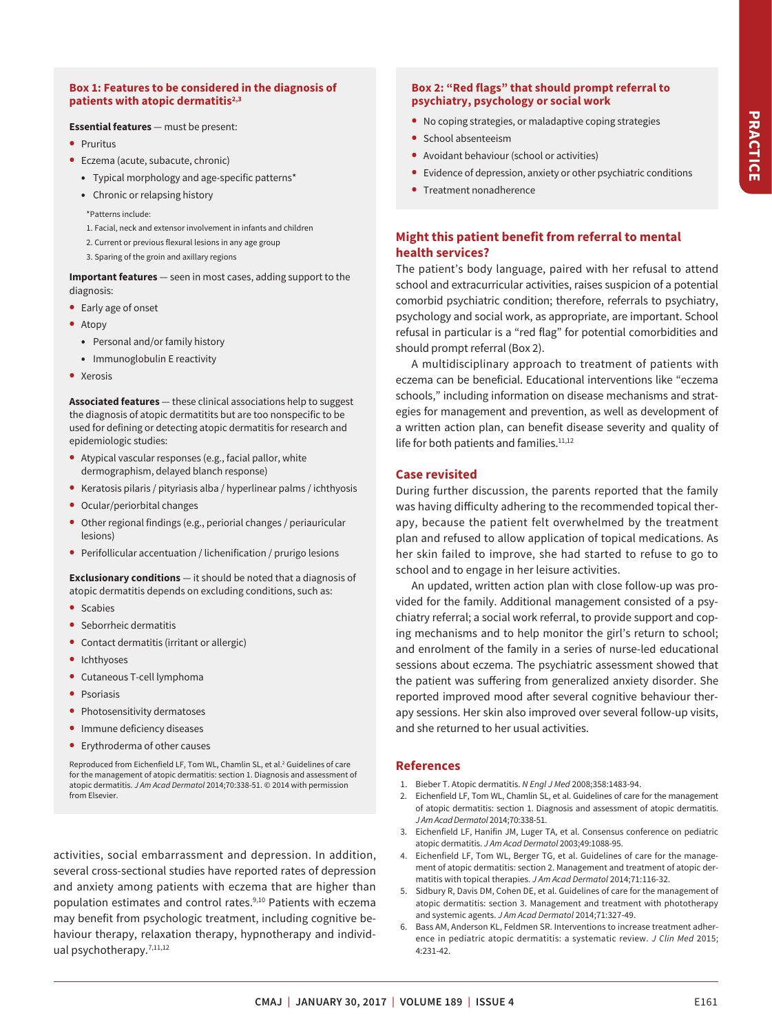### Box 1: Features to be considered in the diagnosis of patients with atopic dermatitis[2,3]

**Essential features** — must be present:

- Pruritus
- Eczema (acute, subacute, chronic)
  - Typical morphology and age-specific patterns*
  - Chronic or relapsing history

\*Patterns include:

1. Facial, neck and extensor involvement in infants and children
2. Current or previous flexural lesions in any age group
3. Sparing of the groin and axillary regions

**Important features** — seen in most cases, adding support to the diagnosis:

- Early age of onset
- Atopy
  - Personal and/or family history
  - Immunoglobulin E reactivity
- Xerosis

**Associated features** — these clinical associations help to suggest the diagnosis of atopic dermatitits but are too nonspecific to be used for defining or detecting atopic dermatitis for research and epidemiologic studies:

- Atypical vascular responses (e.g., facial pallor, white dermographism, delayed blanch response)
- Keratosis pilaris / pityriasis alba / hyperlinear palms / ichthyosis
- Ocular/periorbital changes
- Other regional findings (e.g., perioral changes / periauricular lesions)
- Perifollicular accentuation / lichenification / prurigo lesions

**Exclusionary conditions** — it should be noted that a diagnosis of atopic dermatitis depends on excluding conditions, such as:

- Scabies
- Seborrheic dermatitis
- Contact dermatitis (irritant or allergic)
- Ichthyoses
- Cutaneous T-cell lymphoma
- Psoriasis
- Photosensitivity dermatoses
- Immune deficiency diseases
- Erythroderma of other causes

Reproduced from Eichenfield LF, Tom WL, Chamlin SL, et al.[2] Guidelines of care for the management of atopic dermatitis: section 1. Diagnosis and assessment of atopic dermatitis. *J Am Acad Dermatol* 2014;70:338-51. © 2014 with permission from Elsevier.

activities, social embarrassment and depression. In addition, several cross-sectional studies have reported rates of depression and anxiety among patients with eczema that are higher than population estimates and control rates.[9,10] Patients with eczema may benefit from psychologic treatment, including cognitive behaviour therapy, relaxation therapy, hypnotherapy and individual psychotherapy.[7,11,12]

### Box 2: "Red flags" that should prompt referral to psychiatry, psychology or social work

- No coping strategies, or maladaptive coping strategies
- School absenteeism
- Avoidant behaviour (school or activities)
- Evidence of depression, anxiety or other psychiatric conditions
- Treatment nonadherence

## Might this patient benefit from referral to mental health services?

The patient's body language, paired with her refusal to attend school and extracurricular activities, raises suspicion of a potential comorbid psychiatric condition; therefore, referrals to psychiatry, psychology and social work, as appropriate, are important. School refusal in particular is a "red flag" for potential comorbidities and should prompt referral (Box 2).

A multidisciplinary approach to treatment of patients with eczema can be beneficial. Educational interventions like "eczema schools," including information on disease mechanisms and strategies for management and prevention, as well as development of a written action plan, can benefit disease severity and quality of life for both patients and families.[11,12]

## Case revisited

During further discussion, the parents reported that the family was having difficulty adhering to the recommended topical therapy, because the patient felt overwhelmed by the treatment plan and refused to allow application of topical medications. As her skin failed to improve, she had started to refuse to go to school and to engage in her leisure activities.

An updated, written action plan with close follow-up was provided for the family. Additional management consisted of a psychiatry referral; a social work referral, to provide support and coping mechanisms and to help monitor the girl's return to school; and enrolment of the family in a series of nurse-led educational sessions about eczema. The psychiatric assessment showed that the patient was suffering from generalized anxiety disorder. She reported improved mood after several cognitive behaviour therapy sessions. Her skin also improved over several follow-up visits, and she returned to her usual activities.

## References

1. Bieber T. Atopic dermatitis. *N Engl J Med* 2008;358:1483-94.
2. Eichenfield LF, Tom WL, Chamlin SL, et al. Guidelines of care for the management of atopic dermatitis: section 1. Diagnosis and assessment of atopic dermatitis. *J Am Acad Dermatol* 2014;70:338-51.
3. Eichenfield LF, Hanifin JM, Luger TA, et al. Consensus conference on pediatric atopic dermatitis. *J Am Acad Dermatol* 2003;49:1088-95.
4. Eichenfield LF, Tom WL, Berger TG, et al. Guidelines of care for the management of atopic dermatitis: section 2. Management and treatment of atopic dermatitis with topical therapies. *J Am Acad Dermatol* 2014;71:116-32.
5. Sidbury R, Davis DM, Cohen DE, et al. Guidelines of care for the management of atopic dermatitis: section 3. Management and treatment with phototherapy and systemic agents. *J Am Acad Dermatol* 2014;71:327-49.
6. Bass AM, Anderson KL, Feldmen SR. Interventions to increase treatment adherence in pediatric atopic dermatitis: a systematic review. *J Clin Med* 2015; 4:231-42.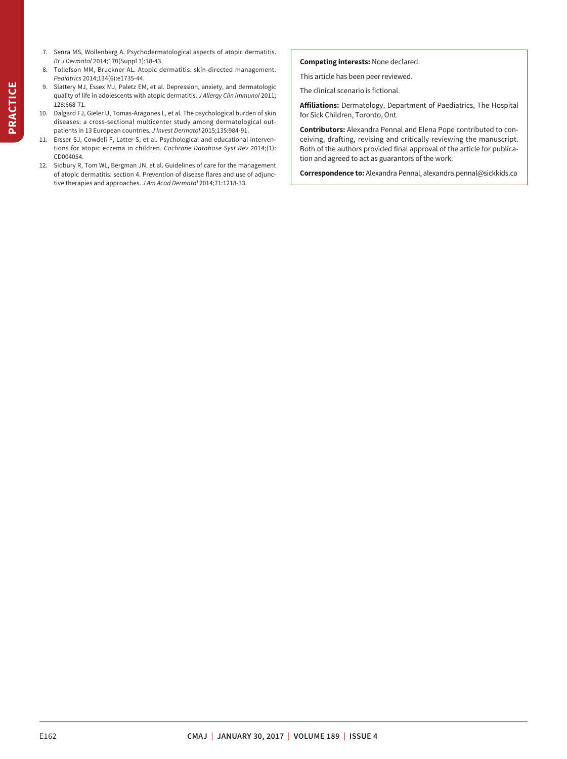7. Senra MS, Wollenberg A. Psychodermatological aspects of atopic dermatitis. *Br J Dermatol* 2014;170(Suppl 1):38-43.
8. Tollefson MM, Bruckner AL. Atopic dermatitis: skin-directed management. *Pediatrics* 2014;134(6):e1735-44.
9. Slattery MJ, Essex MJ, Paletz EM, et al. Depression, anxiety, and dermatologic quality of life in adolescents with atopic dermatitis. *J Allergy Clin Immunol* 2011; 128:668-71.
10. Dalgard FJ, Gieler U, Tomas-Aragones L, et al. The psychological burden of skin diseases: a cross-sectional multicenter study among dermatological outpatients in 13 European countries. *J Invest Dermatol* 2015;135:984-91.
11. Ersser SJ, Cowdell F, Latter S, et al. Psychological and educational interventions for atopic eczema in children. *Cochrane Database Syst Rev* 2014;(1): CD004054.
12. Sidbury R, Tom WL, Bergman JN, et al. Guidelines of care for the management of atopic dermatitis: section 4. Prevention of disease flares and use of adjunctive therapies and approaches. *J Am Acad Dermatol* 2014;71:1218-33.

**Competing interests:** None declared.

This article has been peer reviewed.

The clinical scenario is fictional.

**Affiliations:** Dermatology, Department of Paediatrics, The Hospital for Sick Children, Toronto, Ont.

**Contributors:** Alexandra Pennal and Elena Pope contributed to conceiving, drafting, revising and critically reviewing the manuscript. Both of the authors provided final approval of the article for publication and agreed to act as guarantors of the work.

**Correspondence to:** Alexandra Pennal, alexandra.pennal@sickkids.ca